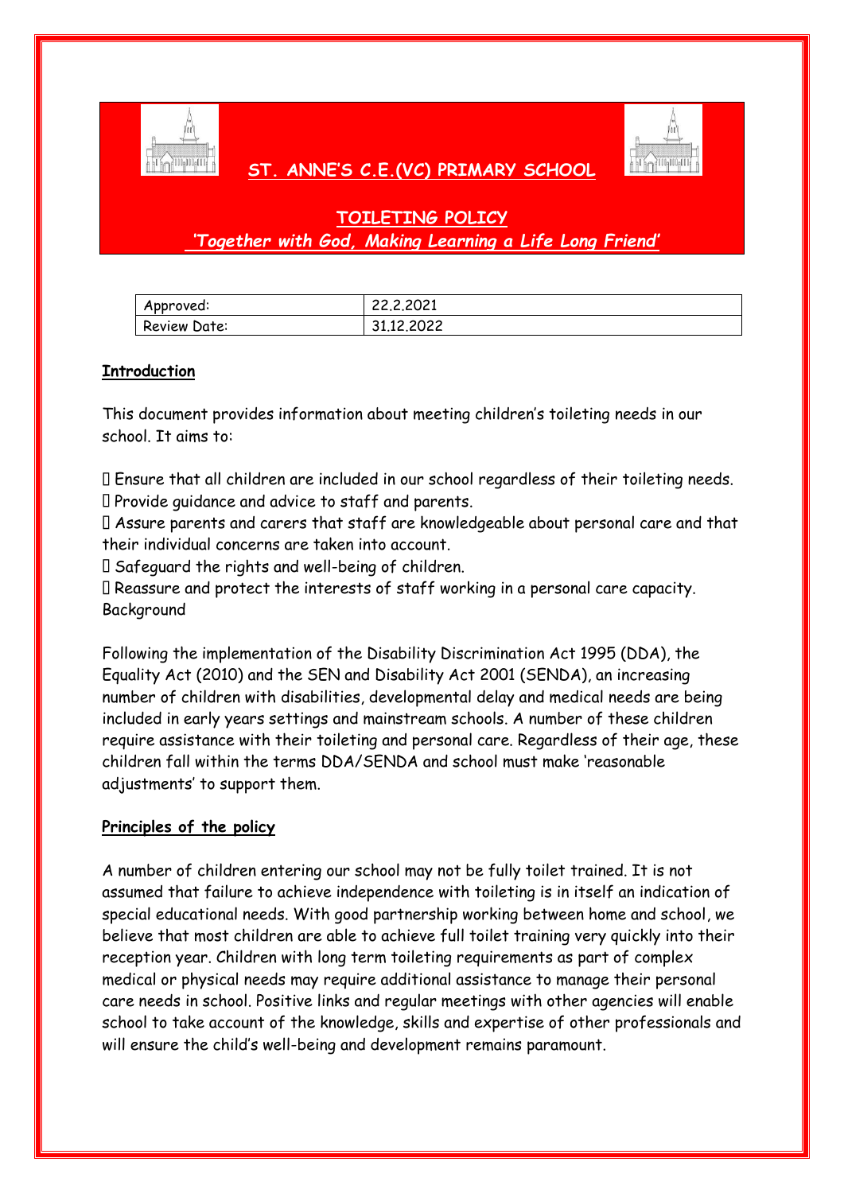# ST. ANNE'S C.E.(VC) PRIMARY SCHOOL

## TOILETING POLICY

***'Together with God, Making Learning a Life Long Friend'***

| Approved: | 22.2.2021 |
|---|---|
| Review Date: | 31.12.2022 |

### Introduction

This document provides information about meeting children's toileting needs in our school. It aims to:

- Ensure that all children are included in our school regardless of their toileting needs.
- Provide guidance and advice to staff and parents.
- Assure parents and carers that staff are knowledgeable about personal care and that their individual concerns are taken into account.
- Safeguard the rights and well-being of children.
- Reassure and protect the interests of staff working in a personal care capacity.

Background

Following the implementation of the Disability Discrimination Act 1995 (DDA), the Equality Act (2010) and the SEN and Disability Act 2001 (SENDA), an increasing number of children with disabilities, developmental delay and medical needs are being included in early years settings and mainstream schools. A number of these children require assistance with their toileting and personal care. Regardless of their age, these children fall within the terms DDA/SENDA and school must make 'reasonable adjustments' to support them.

### Principles of the policy

A number of children entering our school may not be fully toilet trained. It is not assumed that failure to achieve independence with toileting is in itself an indication of special educational needs. With good partnership working between home and school, we believe that most children are able to achieve full toilet training very quickly into their reception year. Children with long term toileting requirements as part of complex medical or physical needs may require additional assistance to manage their personal care needs in school. Positive links and regular meetings with other agencies will enable school to take account of the knowledge, skills and expertise of other professionals and will ensure the child's well-being and development remains paramount.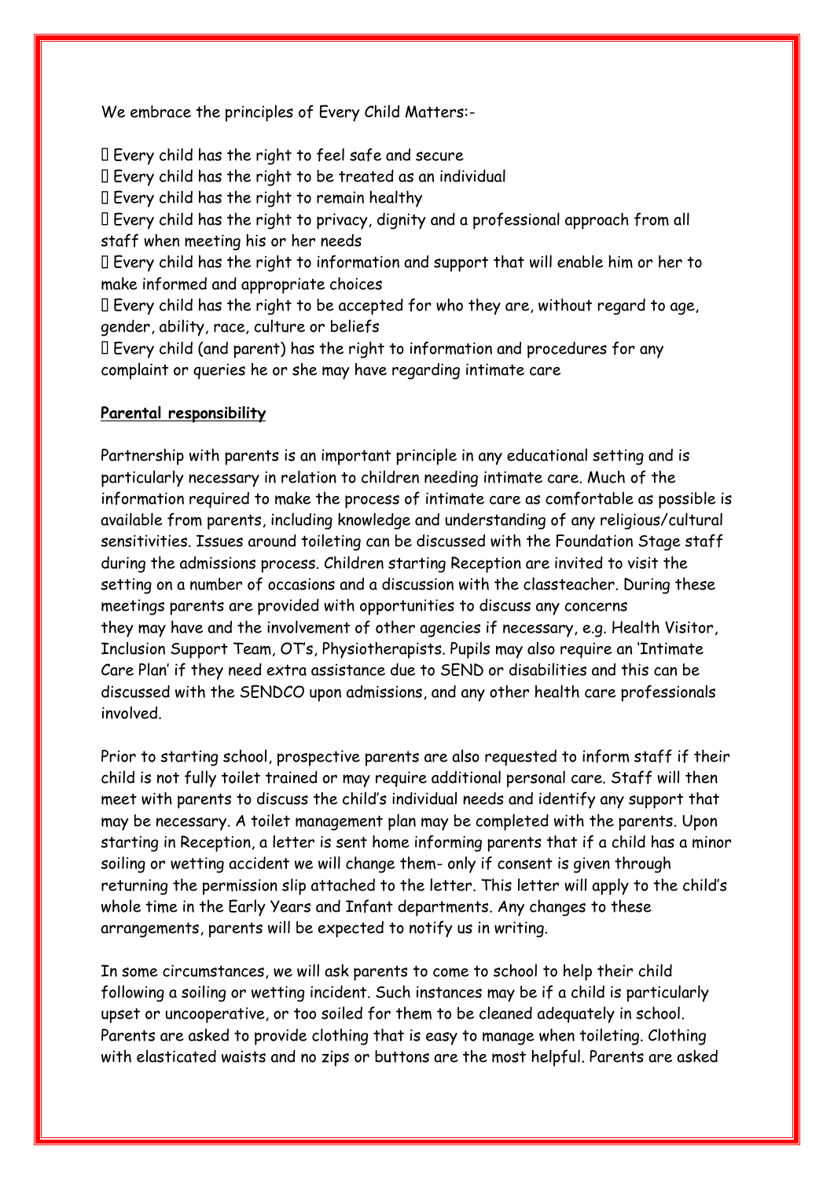We embrace the principles of Every Child Matters:-

-  Every child has the right to feel safe and secure
-  Every child has the right to be treated as an individual
-  Every child has the right to remain healthy
-  Every child has the right to privacy, dignity and a professional approach from all staff when meeting his or her needs
-  Every child has the right to information and support that will enable him or her to make informed and appropriate choices
-  Every child has the right to be accepted for who they are, without regard to age, gender, ability, race, culture or beliefs
-  Every child (and parent) has the right to information and procedures for any complaint or queries he or she may have regarding intimate care

**Parental responsibility**

Partnership with parents is an important principle in any educational setting and is particularly necessary in relation to children needing intimate care. Much of the information required to make the process of intimate care as comfortable as possible is available from parents, including knowledge and understanding of any religious/cultural sensitivities. Issues around toileting can be discussed with the Foundation Stage staff during the admissions process. Children starting Reception are invited to visit the setting on a number of occasions and a discussion with the classteacher. During these meetings parents are provided with opportunities to discuss any concerns they may have and the involvement of other agencies if necessary, e.g. Health Visitor, Inclusion Support Team, OT's, Physiotherapists. Pupils may also require an 'Intimate Care Plan' if they need extra assistance due to SEND or disabilities and this can be discussed with the SENDCO upon admissions, and any other health care professionals involved.

Prior to starting school, prospective parents are also requested to inform staff if their child is not fully toilet trained or may require additional personal care. Staff will then meet with parents to discuss the child's individual needs and identify any support that may be necessary. A toilet management plan may be completed with the parents. Upon starting in Reception, a letter is sent home informing parents that if a child has a minor soiling or wetting accident we will change them- only if consent is given through returning the permission slip attached to the letter. This letter will apply to the child's whole time in the Early Years and Infant departments. Any changes to these arrangements, parents will be expected to notify us in writing.

In some circumstances, we will ask parents to come to school to help their child following a soiling or wetting incident. Such instances may be if a child is particularly upset or uncooperative, or too soiled for them to be cleaned adequately in school. Parents are asked to provide clothing that is easy to manage when toileting. Clothing with elasticated waists and no zips or buttons are the most helpful. Parents are asked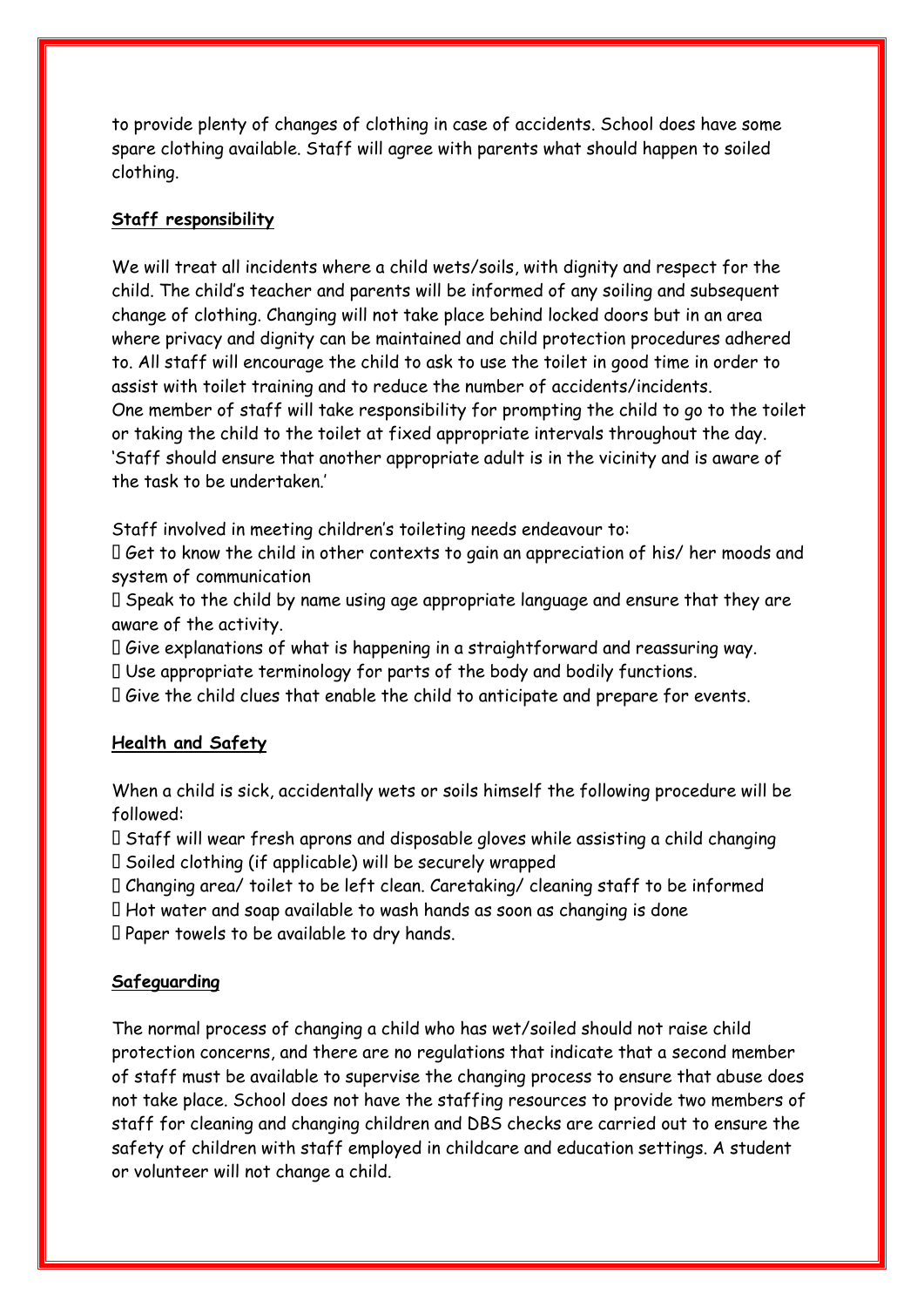to provide plenty of changes of clothing in case of accidents. School does have some spare clothing available. Staff will agree with parents what should happen to soiled clothing.

## Staff responsibility

We will treat all incidents where a child wets/soils, with dignity and respect for the child. The child's teacher and parents will be informed of any soiling and subsequent change of clothing. Changing will not take place behind locked doors but in an area where privacy and dignity can be maintained and child protection procedures adhered to. All staff will encourage the child to ask to use the toilet in good time in order to assist with toilet training and to reduce the number of accidents/incidents.
One member of staff will take responsibility for prompting the child to go to the toilet or taking the child to the toilet at fixed appropriate intervals throughout the day.
'Staff should ensure that another appropriate adult is in the vicinity and is aware of the task to be undertaken.'

Staff involved in meeting children's toileting needs endeavour to:

- Get to know the child in other contexts to gain an appreciation of his/ her moods and system of communication
- Speak to the child by name using age appropriate language and ensure that they are aware of the activity.
- Give explanations of what is happening in a straightforward and reassuring way.
- Use appropriate terminology for parts of the body and bodily functions.
- Give the child clues that enable the child to anticipate and prepare for events.

## Health and Safety

When a child is sick, accidentally wets or soils himself the following procedure will be followed:

- Staff will wear fresh aprons and disposable gloves while assisting a child changing
- Soiled clothing (if applicable) will be securely wrapped
- Changing area/ toilet to be left clean. Caretaking/ cleaning staff to be informed
- Hot water and soap available to wash hands as soon as changing is done
- Paper towels to be available to dry hands.

## Safeguarding

The normal process of changing a child who has wet/soiled should not raise child protection concerns, and there are no regulations that indicate that a second member of staff must be available to supervise the changing process to ensure that abuse does not take place. School does not have the staffing resources to provide two members of staff for cleaning and changing children and DBS checks are carried out to ensure the safety of children with staff employed in childcare and education settings. A student or volunteer will not change a child.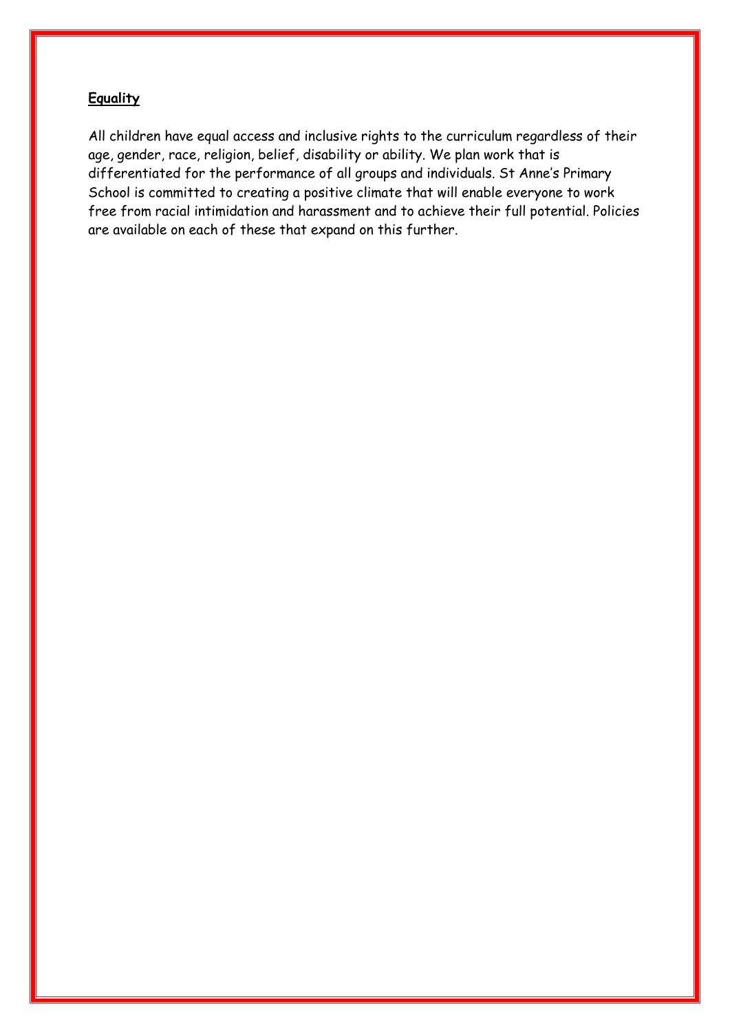**Equality**

All children have equal access and inclusive rights to the curriculum regardless of their age, gender, race, religion, belief, disability or ability. We plan work that is differentiated for the performance of all groups and individuals. St Anne's Primary School is committed to creating a positive climate that will enable everyone to work free from racial intimidation and harassment and to achieve their full potential. Policies are available on each of these that expand on this further.